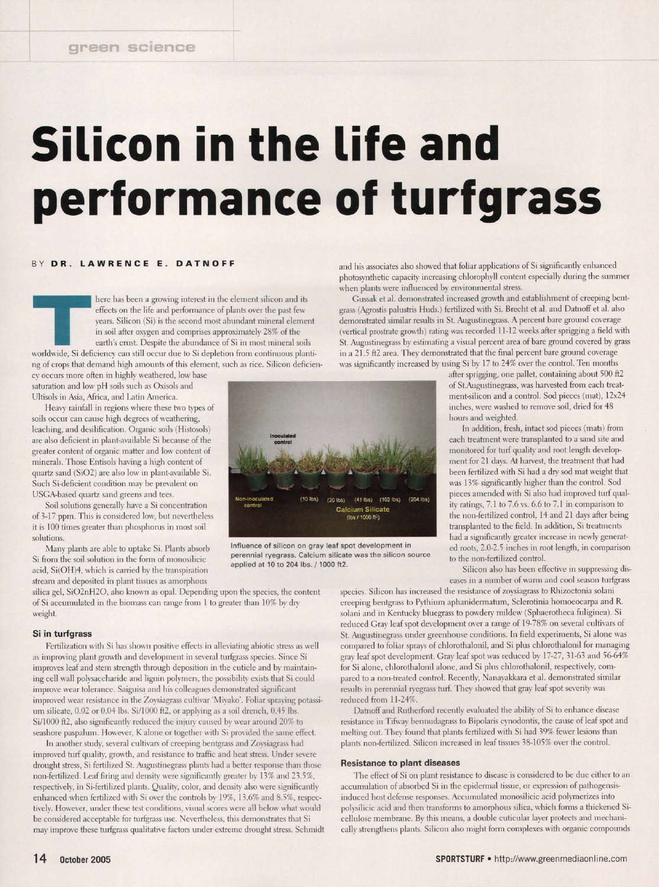# Silicon in the life and performance of turfgrass

BY **DR. LAWRENCE E. DATNOFF**

There has been a growing interest in the element silicon and its effects on the life and performance of plants over the past few years. Silicon (Si) is the second most abundant mineral element in soil after oxygen and comprises approximately 28% of the earth's crust. Despite the abundance of Si in most mineral soils worldwide, Si deficiency can still occur due to Si depletion from continuous planting of crops that demand high amounts of this element, such as rice. Silicon deficiency occurs more often in highly weathered, low base saturation and low pH soils such as Oxisols and Ultisols in Asia, Africa, and Latin America.

Heavy rainfall in regions where these two types of soils occur can cause high degrees of weathering, leaching, and desilification. Organic soils (Histosols) are also deficient in plant-available Si because of the greater content of organic matter and low content of minerals. Those Entisols having a high content of quartz sand ($SiO_2$) are also low in plant-available Si. Such Si-deficient condition may be prevalent on USGA-based quartz sand greens and tees.

Soil solutions generally have a Si concentration of 3-17 ppm. This is considered low, but nevertheless it is 100 times greater than phosphorus in most soil solutions.

Many plants are able to uptake Si. Plants absorb Si from the soil solution in the form of monosilicic acid, $Si(OH)_4$, which is carried by the transpiration stream and deposited in plant tissues as amorphous silica gel, $SiO_2nH_2O$, also known as opal. Depending upon the species, the content of Si accumulated in the biomass can range from 1 to greater than 10% by dry weight.

Influence of silicon on gray leaf spot development in perennial ryegrass. Calcium silicate was the silicon source applied at 10 to 204 lbs. / 1000 ft2.

## Si in turfgrass

Fertilization with Si has shown positive effects in alleviating abiotic stress as well as improving plant growth and development in several turfgrass species. Since Si improves leaf and stem strength through deposition in the cuticle and by maintaining cell wall polysaccharide and lignin polymers, the possibility exists that Si could improve wear tolerance. Saiguisa and his colleagues demonstrated significant improved wear resistance in the Zoysiagrass cultivar 'Miyako'. Foliar spraying potassium silicate, 0.02 or 0.04 lbs. Si/1000 ft2, or applying as a soil drench, 0.45 lbs. Si/1000 ft2, also significantly reduced the injury caused by wear around 20% to seashore paspalum. However, K alone or together with Si provided the same effect.

In another study, several cultivars of creeping bentgrass and Zoysiagrass had improved turf quality, growth, and resistance to traffic and heat stress. Under severe drought stress, Si fertilized St. Augustinegrass plants had a better response than those non-fertilized. Leaf firing and density were significantly greater by 13% and 23.5%, respectively, in Si-fertilized plants. Quality, color, and density also were significantly enhanced when fertilized with Si over the controls by 19%, 13.6% and 8.5%, respectively. However, under these test conditions, visual scores were all below what would be considered acceptable for turfgrass use. Nevertheless, this demonstrates that Si may improve these turfgrass qualitative factors under extreme drought stress. Schmidt and his associates also showed that foliar applications of Si significantly enhanced photosynthetic capacity increasing chlorophyll content especially during the summer when plants were influenced by environmental stress.

Gussak et al. demonstrated increased growth and establishment of creeping bentgrass (Agrostis palustris Huds.) fertilized with Si. Brecht et al. and Datnoff et al. also demonstrated similar results in St. Augustinegrass. A percent bare ground coverage (vertical prostrate growth) rating was recorded 11-12 weeks after sprigging a field with St. Augustinegrass by estimating a visual percent area of bare ground covered by grass in a 21.5 ft2 area. They demonstrated that the final percent bare ground coverage was significantly increased by using Si by 17 to 24% over the control. Ten months after sprigging, one pallet, containing about 500 ft2 of St.Augustinegrass, was harvested from each treatment-silicon and a control. Sod pieces (mat), 12x24 inches, were washed to remove soil, dried for 48 hours and weighted.

In addition, fresh, intact sod pieces (mats) from each treatment were transplanted to a sand site and monitored for turf quality and root length development for 21 days. At harvest, the treatment that had been fertilized with Si had a dry sod mat weight that was 13% significantly higher than the control. Sod pieces amended with Si also had improved turf quality ratings, 7.1 to 7.6 vs. 6.6 to 7.1 in comparison to the non-fertilized control, 14 and 21 days after being transplanted to the field. In addition, Si treatments had a significantly greater increase in newly generated roots, 2.0-2.5 inches in root length, in comparison to the non-fertilized control.

Silicon also has been effective in suppressing diseases in a number of warm and cool season turfgrass species. Silicon has increased the resistance of zoysiagrass to Rhizoctonia solani creeping bentgrass to Pythium aphanidermatum, Sclerotinia homoeocarpa and R. solani and in Kentucky bluegrass to powdery mildew (Sphaerotheca fuliginea). Si reduced Gray leaf spot development over a range of 19-78% on several cultivars of St. Augustinegrass under greenhouse conditions. In field experiments, Si alone was compared to foliar sprays of chlorothalonil, and Si plus chlorothalonil for managing gray leaf spot development. Gray leaf spot was reduced by 17-27, 31-63 and 56-64% for Si alone, chlorothalonil alone, and Si plus chlorothalonil, respectively, compared to a non-treated control. Recently, Nanayakkara et al. demonstrated similar results in perennial ryegrass turf. They showed that gray leaf spot severity was reduced from 11-24%.

Datnoff and Rutherford recently evaluated the ability of Si to enhance disease resistance in Tifway bermudagrass to Bipolaris cynodontis, the cause of leaf spot and melting out. They found that plants fertilized with Si had 39% fewer lesions than plants non-fertilized. Silicon increased in leaf tissues 38-105% over the control.

## Resistance to plant diseases

The effect of Si on plant resistance to disease is considered to be due either to an accumulation of absorbed Si in the epidermal tissue, or expression of pathogensis-induced host defense responses. Accumulated monosilicic acid polymerizes into polysilicic acid and then transforms to amorphous silica, which forms a thickened Si-cellulose membrane. By this means, a double cuticular layer protects and mechanically strengthens plants. Silicon also might form complexes with organic compounds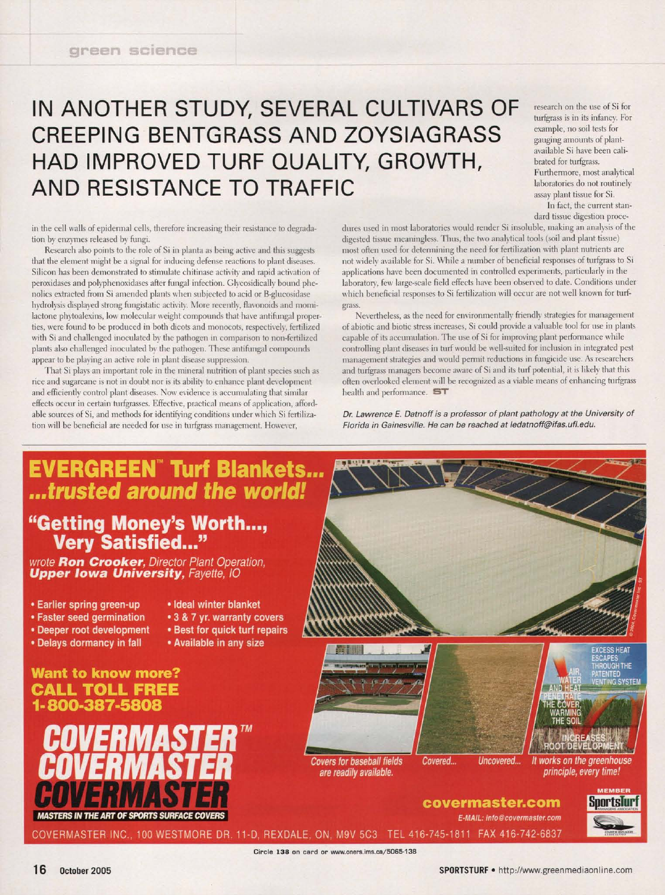# IN ANOTHER STUDY, SEVERAL CULTIVARS OF CREEPING BENTGRASS AND ZOYSIAGRASS HAD IMPROVED TURF QUALITY, GROWTH, AND RESISTANCE TO TRAFFIC

in the cell walls of epidermal cells, therefore increasing their resistance to degradation by enzymes released by fungi.

Research also points to the role of Si in planta as being active and this suggests that the element might be a signal for inducing defense reactions to plant diseases. Silicon has been demonstrated to stimulate chitinase activity and rapid activation of peroxidases and polyphenoxidases after fungal infection. Glycosidically bound phenolics extracted from Si amended plants when subjected to acid or B-glucosidase hydrolysis displayed strong fungistatic activity. More recently, flavonoids and momilactone phytoalexins, low molecular weight compounds that have antifungal properties, were found to be produced in both dicots and monocots, respectively, fertilized with Si and challenged inoculated by the pathogen in comparison to non-fertilized plants also challenged inoculated by the pathogen. These antifungal compounds appear to be playing an active role in plant disease suppression.

That Si plays an important role in the mineral nutrition of plant species such as rice and sugarcane is not in doubt nor is its ability to enhance plant development and efficiently control plant diseases. Now evidence is accumulating that similar effects occur in certain turfgrasses. Effective, practical means of application, affordable sources of Si, and methods for identifying conditions under which Si fertilization will be beneficial are needed for use in turfgrass management. However, research on the use of Si for turfgrass is in its infancy. For example, no soil tests for gauging amounts of plant-available Si have been calibrated for turfgrass. Furthermore, most analytical laboratories do not routinely assay plant tissue for Si.

In fact, the current standard tissue digestion procedures used in most laboratories would render Si insoluble, making an analysis of the digested tissue meaningless. Thus, the two analytical tools (soil and plant tissue) most often used for determining the need for fertilization with plant nutrients are not widely available for Si. While a number of beneficial responses of turfgrass to Si applications have been documented in controlled experiments, particularly in the laboratory, few large-scale field effects have been observed to date. Conditions under which beneficial responses to Si fertilization will occur are not well known for turfgrass.

Nevertheless, as the need for environmentally friendly strategies for management of abiotic and biotic stress increases, Si could provide a valuable tool for use in plants capable of its accumulation. The use of Si for improving plant performance while controlling plant diseases in turf would be well-suited for inclusion in integrated pest management strategies and would permit reductions in fungicide use. As researchers and turfgrass managers become aware of Si and its turf potential, it is likely that this often overlooked element will be recognized as a viable means of enhancing turfgrass health and performance. ST

*Dr. Lawrence E. Datnoff is a professor of plant pathology at the University of Florida in Gainesville. He can be reached at ledatnoff@ifas.ufl.edu.*

---

## EVERGREEN™ Turf Blankets... ...trusted around the world!

### "Getting Money's Worth..., Very Satisfied..."

*wrote **Ron Crooker**, Director Plant Operation, **Upper Iowa University**, Fayette, IO*

- Earlier spring green-up
- Faster seed germination
- Deeper root development
- Delays dormancy in fall
- Ideal winter blanket
- 3 & 7 yr. warranty covers
- Best for quick turf repairs
- Available in any size

**Want to know more? CALL TOLL FREE 1-800-387-5808**

**COVERMASTER™**

MASTERS IN THE ART OF SPORTS SURFACE COVERS

Covers for baseball fields are readily available.

Covered... Uncovered... It works on the greenhouse principle, every time!

EXCESS HEAT ESCAPES THROUGH THE PATENTED VENTING SYSTEM

AIR, WATER AND HEAT PENETRATE THE COVER, WARMING THE SOIL

INCREASES ROOT DEVELOPMENT

**covermaster.com**

E-MAIL: info@covermaster.com

COVERMASTER INC., 100 WESTMORE DR. 11-D, REXDALE, ON, M9V 5C3 TEL 416-745-1811 FAX 416-742-6837

Circle 138 on card or www.oners.ims.ca/5065-138